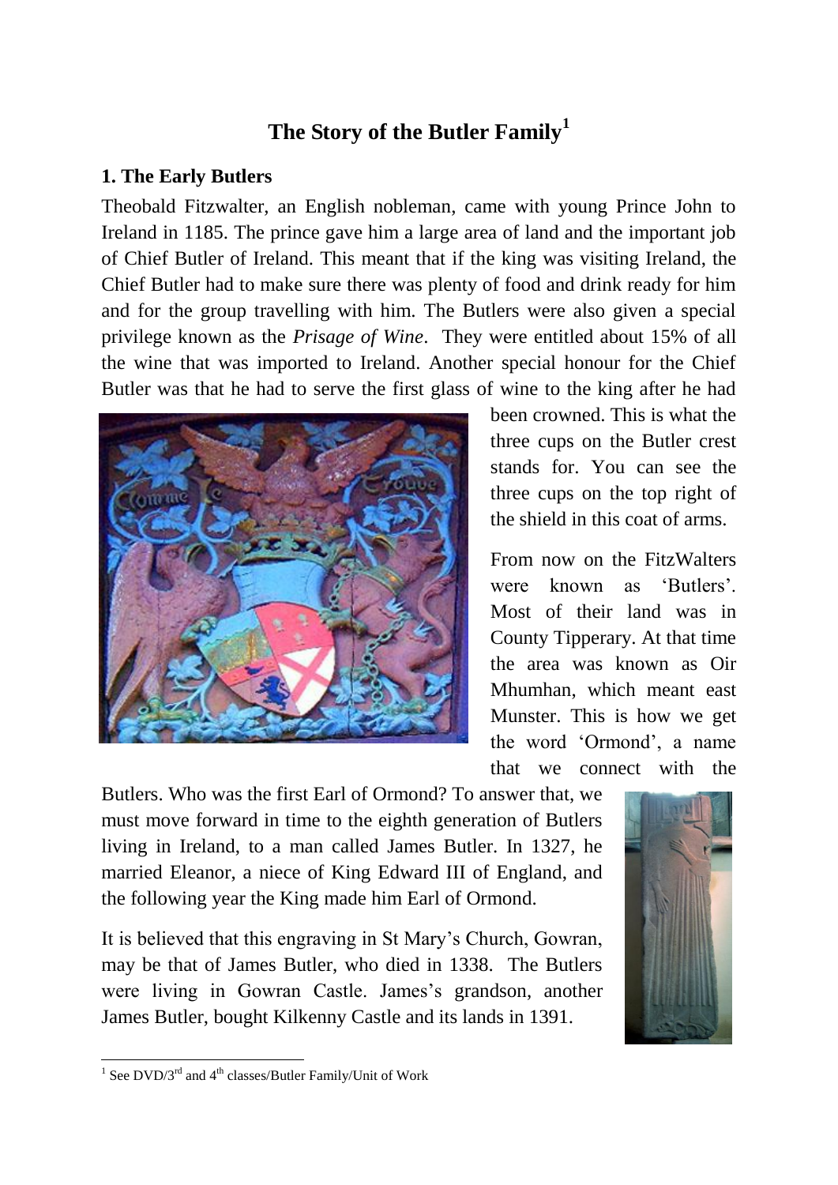# The Story of the Butler Family[1]

## 1. The Early Butlers

Theobald Fitzwalter, an English nobleman, came with young Prince John to Ireland in 1185. The prince gave him a large area of land and the important job of Chief Butler of Ireland. This meant that if the king was visiting Ireland, the Chief Butler had to make sure there was plenty of food and drink ready for him and for the group travelling with him. The Butlers were also given a special privilege known as the *Prisage of Wine*. They were entitled about 15% of all the wine that was imported to Ireland. Another special honour for the Chief Butler was that he had to serve the first glass of wine to the king after he had been crowned. This is what the three cups on the Butler crest stands for. You can see the three cups on the top right of the shield in this coat of arms.

From now on the FitzWalters were known as 'Butlers'. Most of their land was in County Tipperary. At that time the area was known as Oir Mhumhan, which meant east Munster. This is how we get the word 'Ormond', a name that we connect with the Butlers. Who was the first Earl of Ormond? To answer that, we must move forward in time to the eighth generation of Butlers living in Ireland, to a man called James Butler. In 1327, he married Eleanor, a niece of King Edward III of England, and the following year the King made him Earl of Ormond.

It is believed that this engraving in St Mary's Church, Gowran, may be that of James Butler, who died in 1338. The Butlers were living in Gowran Castle. James's grandson, another James Butler, bought Kilkenny Castle and its lands in 1391.

---

[1] See DVD/3rd and 4th classes/Butler Family/Unit of Work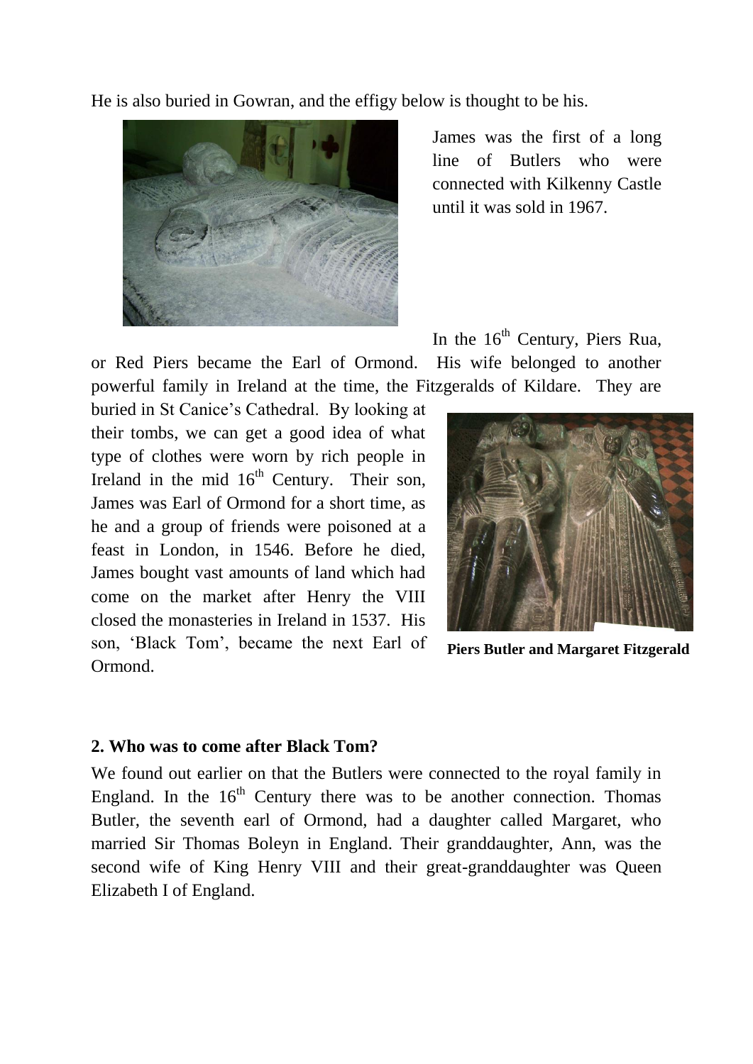He is also buried in Gowran, and the effigy below is thought to be his.

James was the first of a long line of Butlers who were connected with Kilkenny Castle until it was sold in 1967.

In the 16th Century, Piers Rua, or Red Piers became the Earl of Ormond. His wife belonged to another powerful family in Ireland at the time, the Fitzgeralds of Kildare. They are buried in St Canice's Cathedral. By looking at their tombs, we can get a good idea of what type of clothes were worn by rich people in Ireland in the mid 16th Century. Their son, James was Earl of Ormond for a short time, as he and a group of friends were poisoned at a feast in London, in 1546. Before he died, James bought vast amounts of land which had come on the market after Henry the VIII closed the monasteries in Ireland in 1537. His son, 'Black Tom', became the next Earl of Ormond.

**Piers Butler and Margaret Fitzgerald**

### 2. Who was to come after Black Tom?

We found out earlier on that the Butlers were connected to the royal family in England. In the 16th Century there was to be another connection. Thomas Butler, the seventh earl of Ormond, had a daughter called Margaret, who married Sir Thomas Boleyn in England. Their granddaughter, Ann, was the second wife of King Henry VIII and their great-granddaughter was Queen Elizabeth I of England.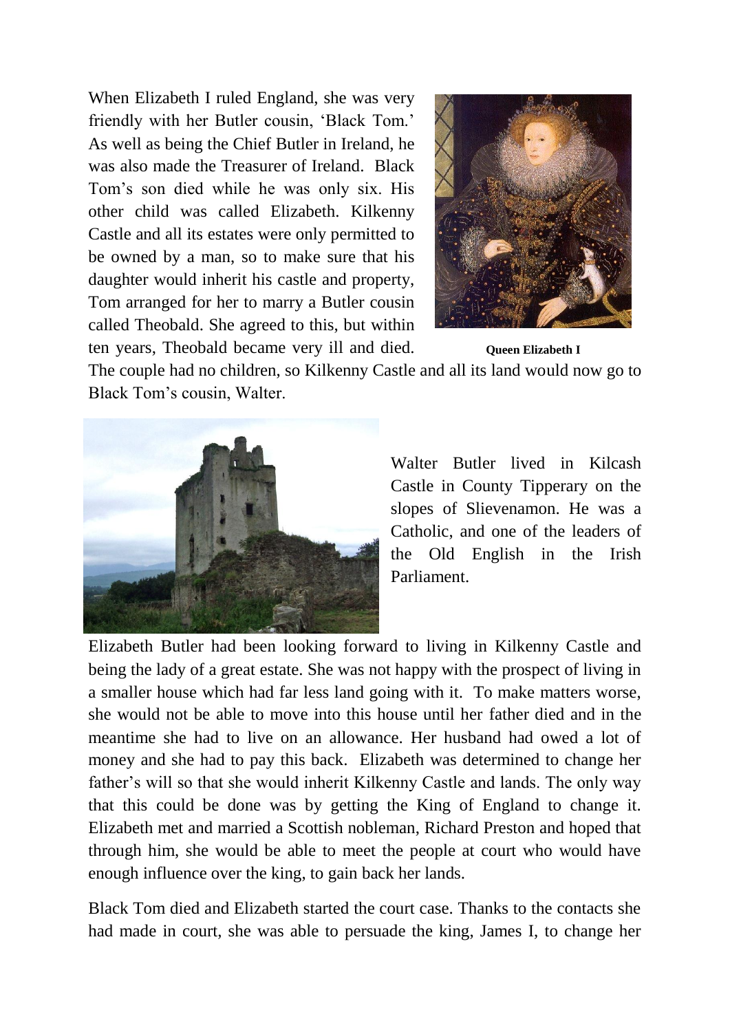When Elizabeth I ruled England, she was very friendly with her Butler cousin, 'Black Tom.' As well as being the Chief Butler in Ireland, he was also made the Treasurer of Ireland. Black Tom's son died while he was only six. His other child was called Elizabeth. Kilkenny Castle and all its estates were only permitted to be owned by a man, so to make sure that his daughter would inherit his castle and property, Tom arranged for her to marry a Butler cousin called Theobald. She agreed to this, but within ten years, Theobald became very ill and died. The couple had no children, so Kilkenny Castle and all its land would now go to Black Tom's cousin, Walter.

**Queen Elizabeth I**

Walter Butler lived in Kilcash Castle in County Tipperary on the slopes of Slievenamon. He was a Catholic, and one of the leaders of the Old English in the Irish Parliament.

Elizabeth Butler had been looking forward to living in Kilkenny Castle and being the lady of a great estate. She was not happy with the prospect of living in a smaller house which had far less land going with it. To make matters worse, she would not be able to move into this house until her father died and in the meantime she had to live on an allowance. Her husband had owed a lot of money and she had to pay this back. Elizabeth was determined to change her father's will so that she would inherit Kilkenny Castle and lands. The only way that this could be done was by getting the King of England to change it. Elizabeth met and married a Scottish nobleman, Richard Preston and hoped that through him, she would be able to meet the people at court who would have enough influence over the king, to gain back her lands.

Black Tom died and Elizabeth started the court case. Thanks to the contacts she had made in court, she was able to persuade the king, James I, to change her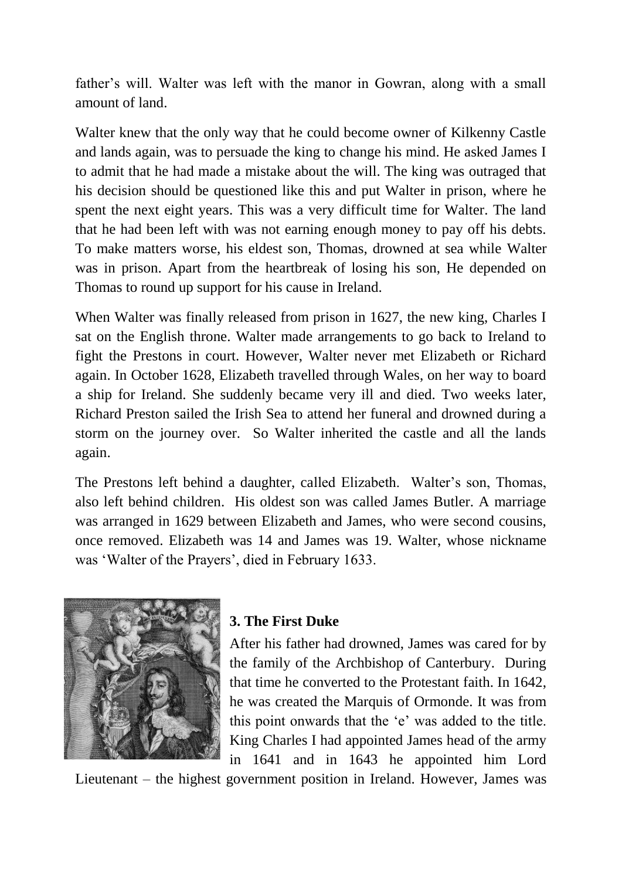father's will. Walter was left with the manor in Gowran, along with a small amount of land.

Walter knew that the only way that he could become owner of Kilkenny Castle and lands again, was to persuade the king to change his mind. He asked James I to admit that he had made a mistake about the will. The king was outraged that his decision should be questioned like this and put Walter in prison, where he spent the next eight years. This was a very difficult time for Walter. The land that he had been left with was not earning enough money to pay off his debts. To make matters worse, his eldest son, Thomas, drowned at sea while Walter was in prison. Apart from the heartbreak of losing his son, He depended on Thomas to round up support for his cause in Ireland.

When Walter was finally released from prison in 1627, the new king, Charles I sat on the English throne. Walter made arrangements to go back to Ireland to fight the Prestons in court. However, Walter never met Elizabeth or Richard again. In October 1628, Elizabeth travelled through Wales, on her way to board a ship for Ireland. She suddenly became very ill and died. Two weeks later, Richard Preston sailed the Irish Sea to attend her funeral and drowned during a storm on the journey over. So Walter inherited the castle and all the lands again.

The Prestons left behind a daughter, called Elizabeth. Walter's son, Thomas, also left behind children. His oldest son was called James Butler. A marriage was arranged in 1629 between Elizabeth and James, who were second cousins, once removed. Elizabeth was 14 and James was 19. Walter, whose nickname was 'Walter of the Prayers', died in February 1633.

### 3. The First Duke

After his father had drowned, James was cared for by the family of the Archbishop of Canterbury. During that time he converted to the Protestant faith. In 1642, he was created the Marquis of Ormonde. It was from this point onwards that the 'e' was added to the title. King Charles I had appointed James head of the army in 1641 and in 1643 he appointed him Lord Lieutenant – the highest government position in Ireland. However, James was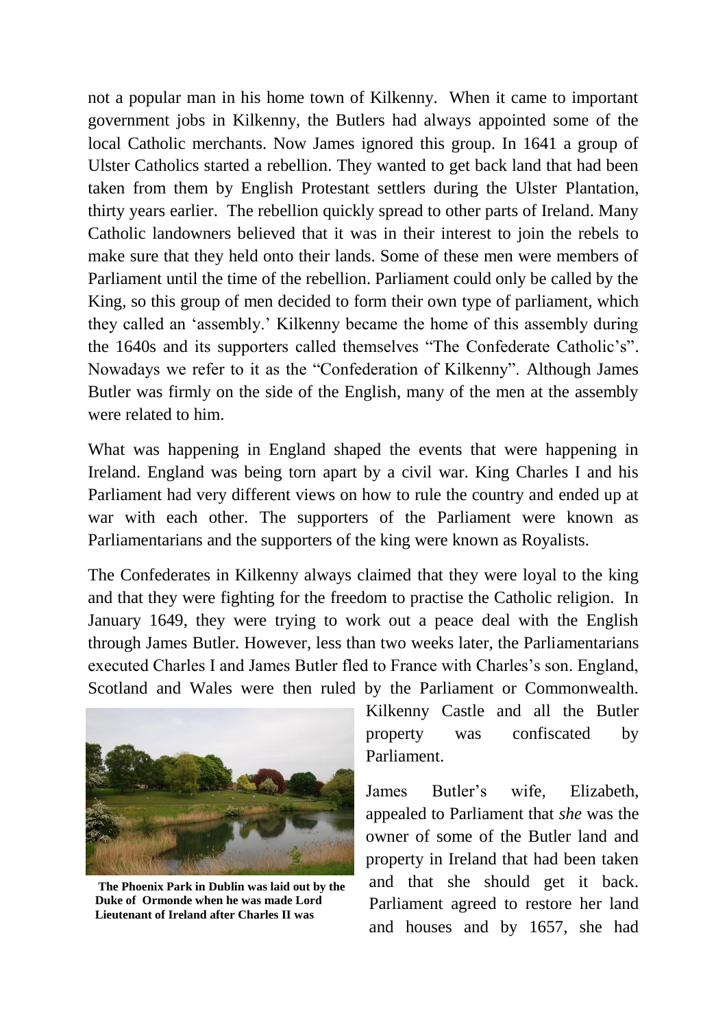not a popular man in his home town of Kilkenny. When it came to important government jobs in Kilkenny, the Butlers had always appointed some of the local Catholic merchants. Now James ignored this group. In 1641 a group of Ulster Catholics started a rebellion. They wanted to get back land that had been taken from them by English Protestant settlers during the Ulster Plantation, thirty years earlier. The rebellion quickly spread to other parts of Ireland. Many Catholic landowners believed that it was in their interest to join the rebels to make sure that they held onto their lands. Some of these men were members of Parliament until the time of the rebellion. Parliament could only be called by the King, so this group of men decided to form their own type of parliament, which they called an 'assembly.' Kilkenny became the home of this assembly during the 1640s and its supporters called themselves "The Confederate Catholic's". Nowadays we refer to it as the "Confederation of Kilkenny". Although James Butler was firmly on the side of the English, many of the men at the assembly were related to him.

What was happening in England shaped the events that were happening in Ireland. England was being torn apart by a civil war. King Charles I and his Parliament had very different views on how to rule the country and ended up at war with each other. The supporters of the Parliament were known as Parliamentarians and the supporters of the king were known as Royalists.

The Confederates in Kilkenny always claimed that they were loyal to the king and that they were fighting for the freedom to practise the Catholic religion. In January 1649, they were trying to work out a peace deal with the English through James Butler. However, less than two weeks later, the Parliamentarians executed Charles I and James Butler fled to France with Charles's son. England, Scotland and Wales were then ruled by the Parliament or Commonwealth. Kilkenny Castle and all the Butler property was confiscated by Parliament.

**The Phoenix Park in Dublin was laid out by the Duke of Ormonde when he was made Lord Lieutenant of Ireland after Charles II was**

James Butler's wife, Elizabeth, appealed to Parliament that *she* was the owner of some of the Butler land and property in Ireland that had been taken and that she should get it back. Parliament agreed to restore her land and houses and by 1657, she had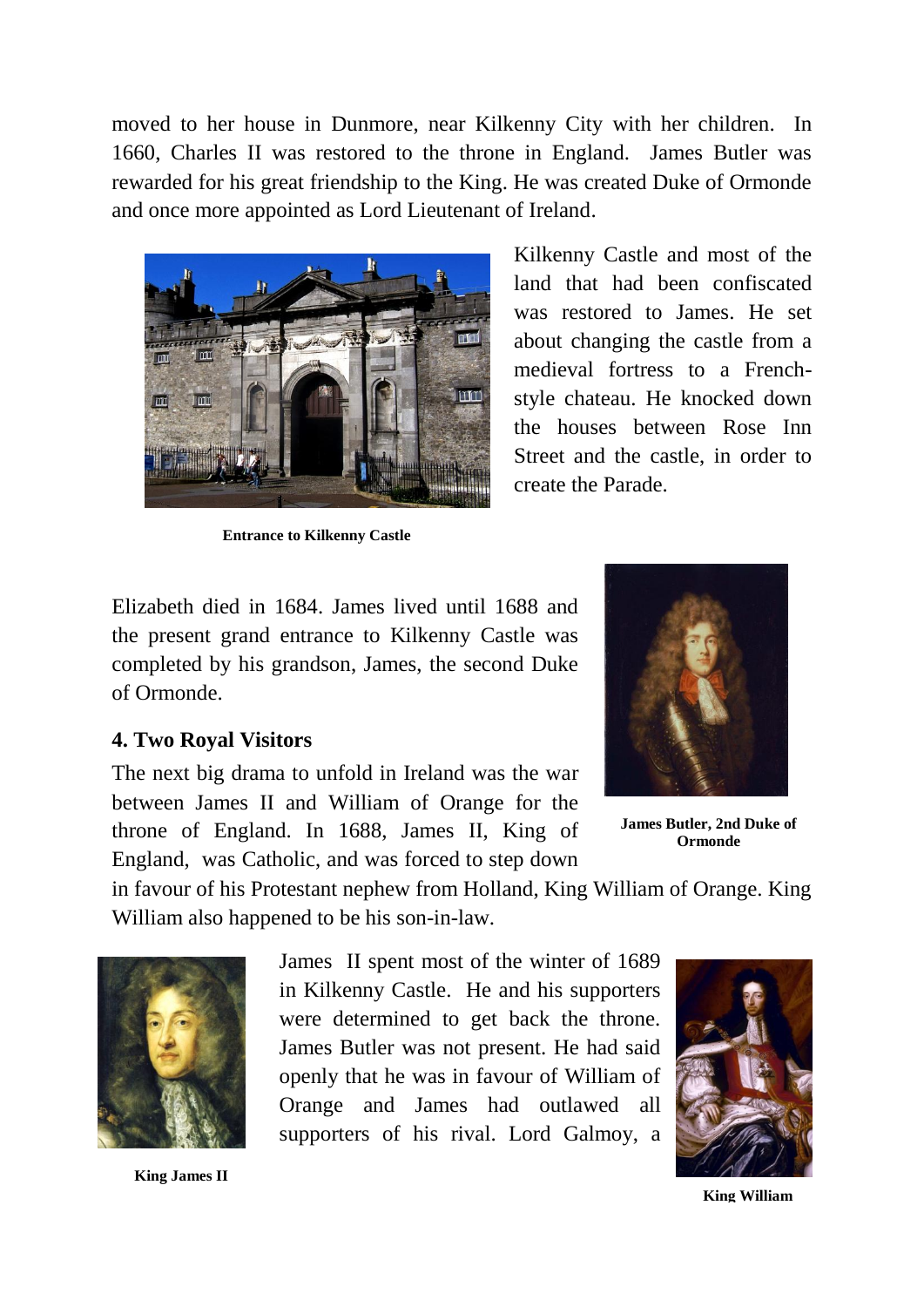moved to her house in Dunmore, near Kilkenny City with her children. In 1660, Charles II was restored to the throne in England. James Butler was rewarded for his great friendship to the King. He was created Duke of Ormonde and once more appointed as Lord Lieutenant of Ireland.

Kilkenny Castle and most of the land that had been confiscated was restored to James. He set about changing the castle from a medieval fortress to a French-style chateau. He knocked down the houses between Rose Inn Street and the castle, in order to create the Parade.

**Entrance to Kilkenny Castle**

Elizabeth died in 1684. James lived until 1688 and the present grand entrance to Kilkenny Castle was completed by his grandson, James, the second Duke of Ormonde.

**James Butler, 2nd Duke of Ormonde**

### 4. Two Royal Visitors

The next big drama to unfold in Ireland was the war between James II and William of Orange for the throne of England. In 1688, James II, King of England, was Catholic, and was forced to step down in favour of his Protestant nephew from Holland, King William of Orange. King William also happened to be his son-in-law.

James II spent most of the winter of 1689 in Kilkenny Castle. He and his supporters were determined to get back the throne. James Butler was not present. He had said openly that he was in favour of William of Orange and James had outlawed all supporters of his rival. Lord Galmoy, a

**King James II**

**King William**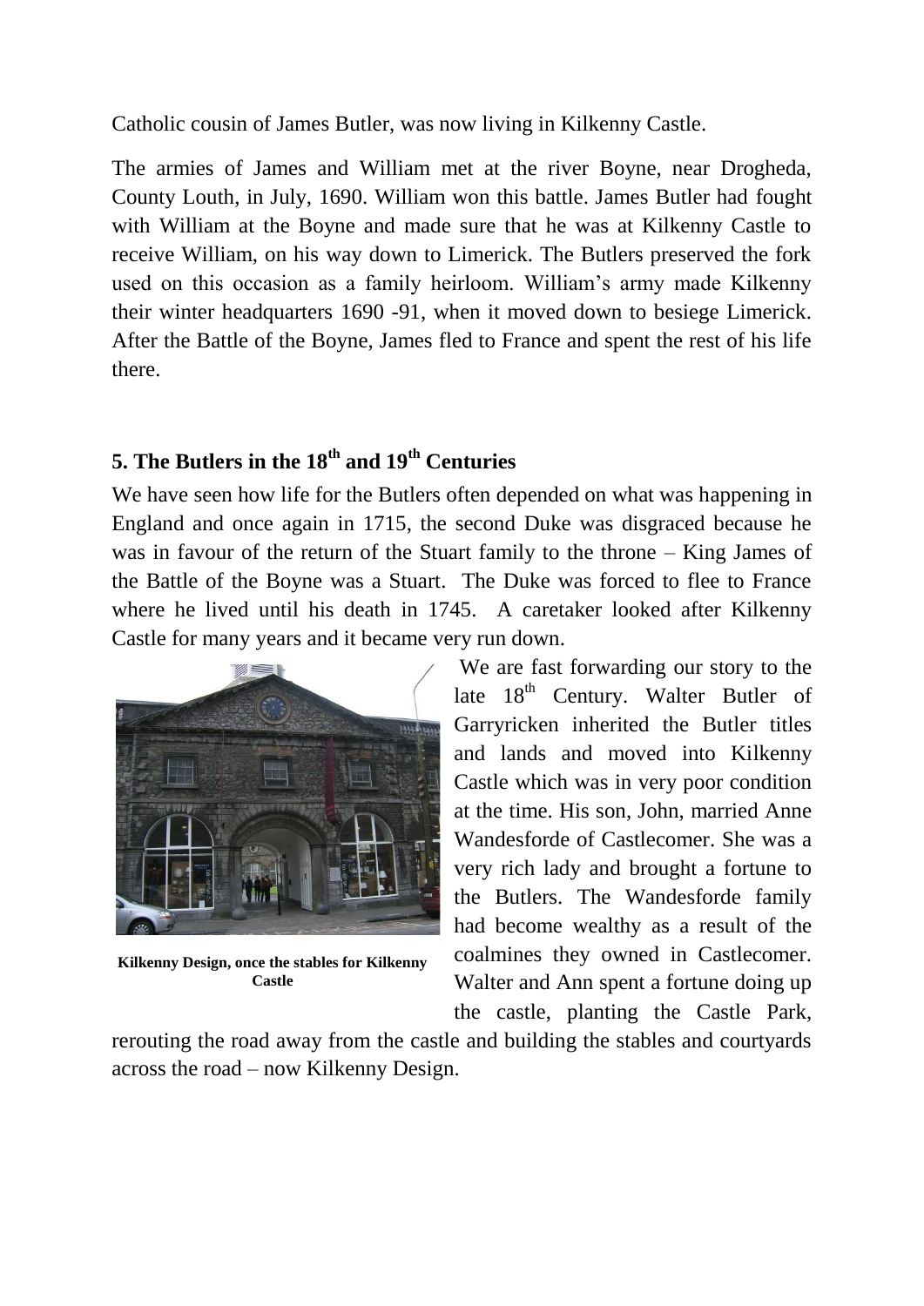Catholic cousin of James Butler, was now living in Kilkenny Castle.

The armies of James and William met at the river Boyne, near Drogheda, County Louth, in July, 1690. William won this battle. James Butler had fought with William at the Boyne and made sure that he was at Kilkenny Castle to receive William, on his way down to Limerick. The Butlers preserved the fork used on this occasion as a family heirloom. William's army made Kilkenny their winter headquarters 1690 -91, when it moved down to besiege Limerick. After the Battle of the Boyne, James fled to France and spent the rest of his life there.

## 5. The Butlers in the 18th and 19th Centuries

We have seen how life for the Butlers often depended on what was happening in England and once again in 1715, the second Duke was disgraced because he was in favour of the return of the Stuart family to the throne – King James of the Battle of the Boyne was a Stuart. The Duke was forced to flee to France where he lived until his death in 1745. A caretaker looked after Kilkenny Castle for many years and it became very run down.

**Kilkenny Design, once the stables for Kilkenny Castle**

We are fast forwarding our story to the late 18th Century. Walter Butler of Garryricken inherited the Butler titles and lands and moved into Kilkenny Castle which was in very poor condition at the time. His son, John, married Anne Wandesforde of Castlecomer. She was a very rich lady and brought a fortune to the Butlers. The Wandesforde family had become wealthy as a result of the coalmines they owned in Castlecomer. Walter and Ann spent a fortune doing up the castle, planting the Castle Park, rerouting the road away from the castle and building the stables and courtyards across the road – now Kilkenny Design.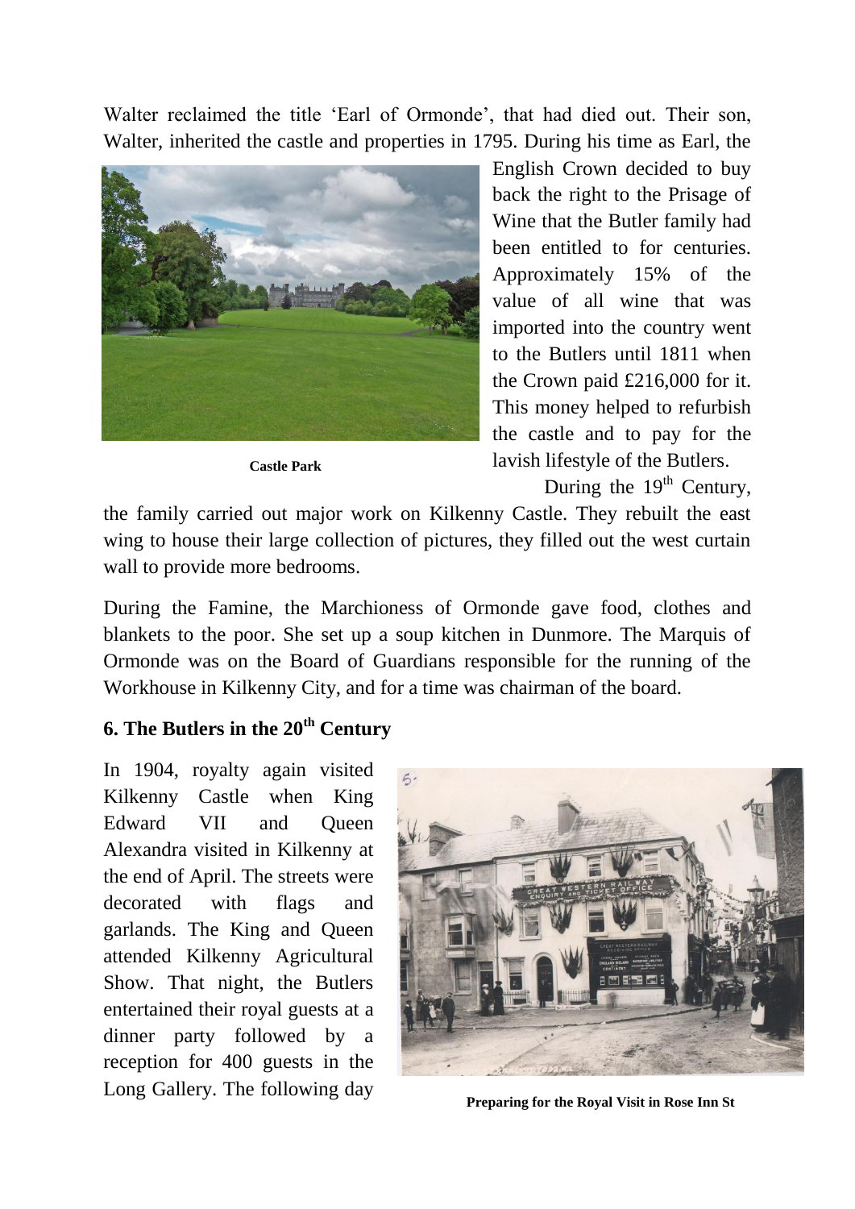Walter reclaimed the title 'Earl of Ormonde', that had died out. Their son, Walter, inherited the castle and properties in 1795. During his time as Earl, the English Crown decided to buy back the right to the Prisage of Wine that the Butler family had been entitled to for centuries. Approximately 15% of the value of all wine that was imported into the country went to the Butlers until 1811 when the Crown paid £216,000 for it. This money helped to refurbish the castle and to pay for the lavish lifestyle of the Butlers.

**Castle Park**

During the 19th Century, the family carried out major work on Kilkenny Castle. They rebuilt the east wing to house their large collection of pictures, they filled out the west curtain wall to provide more bedrooms.

During the Famine, the Marchioness of Ormonde gave food, clothes and blankets to the poor. She set up a soup kitchen in Dunmore. The Marquis of Ormonde was on the Board of Guardians responsible for the running of the Workhouse in Kilkenny City, and for a time was chairman of the board.

## 6. The Butlers in the 20th Century

In 1904, royalty again visited Kilkenny Castle when King Edward VII and Queen Alexandra visited in Kilkenny at the end of April. The streets were decorated with flags and garlands. The King and Queen attended Kilkenny Agricultural Show. That night, the Butlers entertained their royal guests at a dinner party followed by a reception for 400 guests in the Long Gallery. The following day

**Preparing for the Royal Visit in Rose Inn St**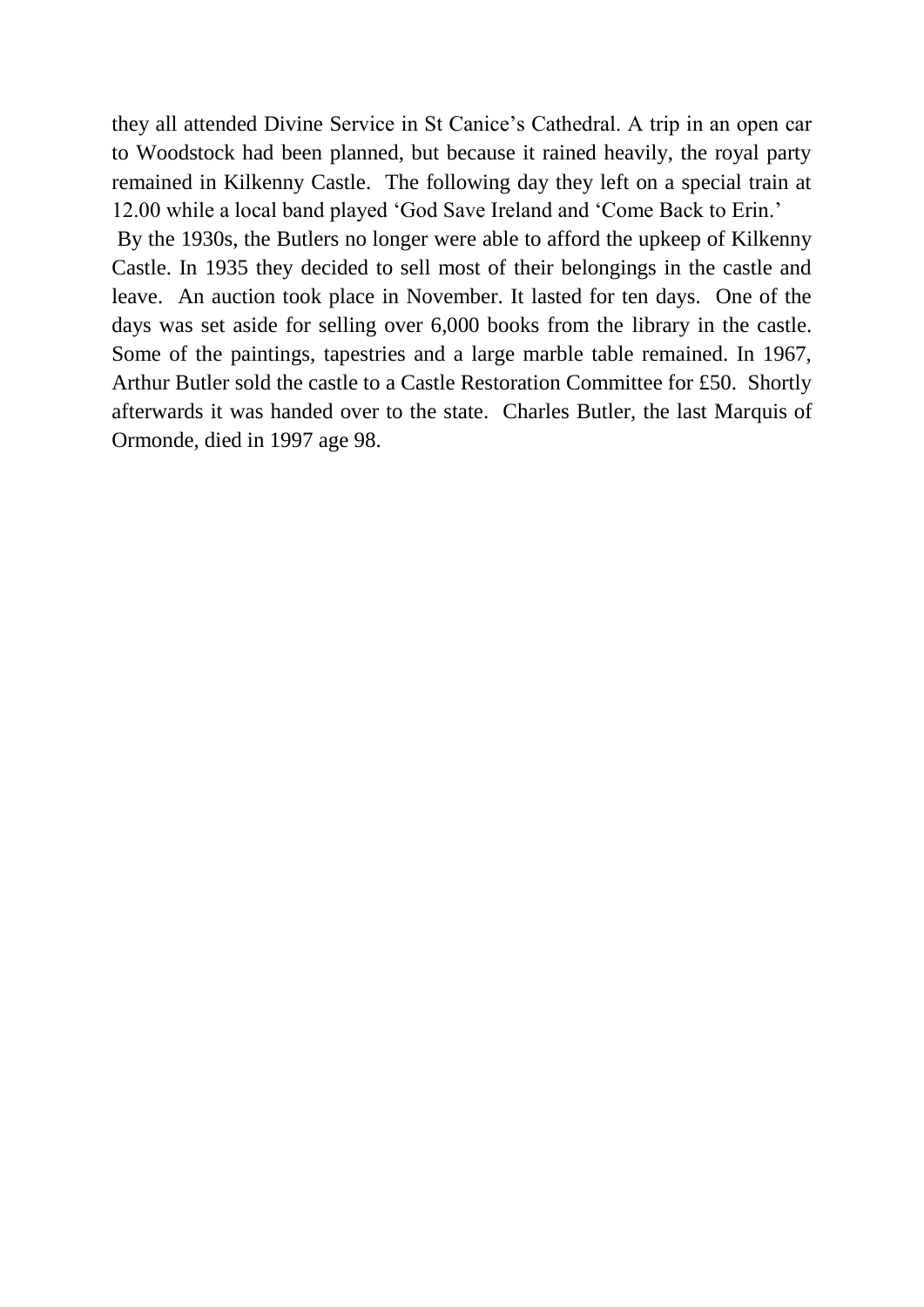they all attended Divine Service in St Canice's Cathedral. A trip in an open car to Woodstock had been planned, but because it rained heavily, the royal party remained in Kilkenny Castle. The following day they left on a special train at 12.00 while a local band played 'God Save Ireland and 'Come Back to Erin.'

By the 1930s, the Butlers no longer were able to afford the upkeep of Kilkenny Castle. In 1935 they decided to sell most of their belongings in the castle and leave. An auction took place in November. It lasted for ten days. One of the days was set aside for selling over 6,000 books from the library in the castle. Some of the paintings, tapestries and a large marble table remained. In 1967, Arthur Butler sold the castle to a Castle Restoration Committee for £50. Shortly afterwards it was handed over to the state. Charles Butler, the last Marquis of Ormonde, died in 1997 age 98.